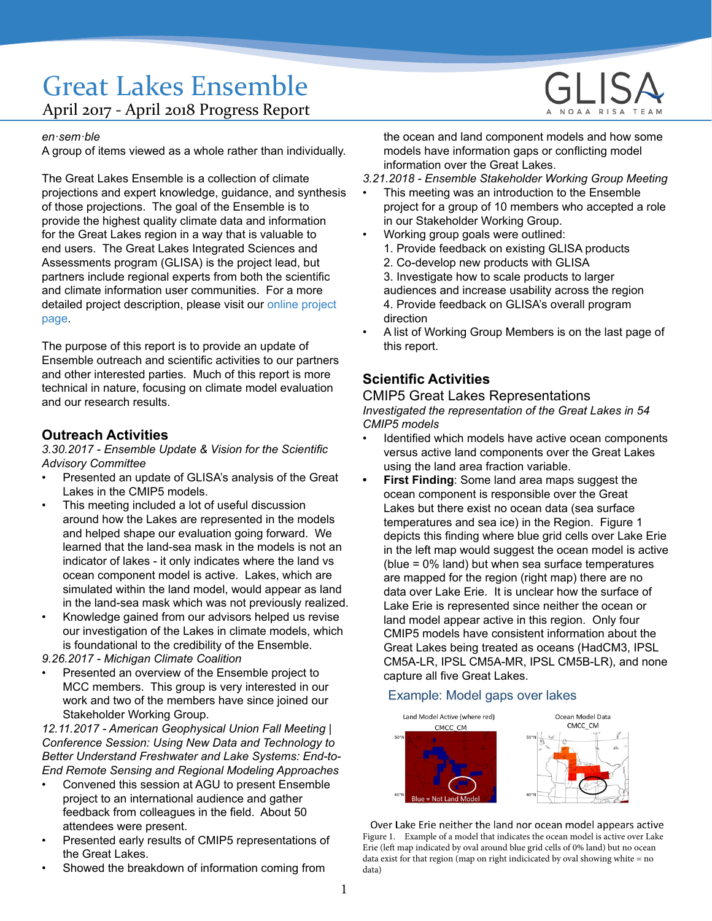# Great Lakes Ensemble

April 2017 - April 2018 Progress Report

*en·sem·ble*
A group of items viewed as a whole rather than individually.

The Great Lakes Ensemble is a collection of climate projections and expert knowledge, guidance, and synthesis of those projections. The goal of the Ensemble is to provide the highest quality climate data and information for the Great Lakes region in a way that is valuable to end users. The Great Lakes Integrated Sciences and Assessments program (GLISA) is the project lead, but partners include regional experts from both the scientific and climate information user communities. For a more detailed project description, please visit our online project page.

The purpose of this report is to provide an update of Ensemble outreach and scientific activities to our partners and other interested parties. Much of this report is more technical in nature, focusing on climate model evaluation and our research results.

## Outreach Activities

*3.30.2017 - Ensemble Update & Vision for the Scientific Advisory Committee*

- Presented an update of GLISA's analysis of the Great Lakes in the CMIP5 models.
- This meeting included a lot of useful discussion around how the Lakes are represented in the models and helped shape our evaluation going forward. We learned that the land-sea mask in the models is not an indicator of lakes - it only indicates where the land vs ocean component model is active. Lakes, which are simulated within the land model, would appear as land in the land-sea mask which was not previously realized.
- Knowledge gained from our advisors helped us revise our investigation of the Lakes in climate models, which is foundational to the credibility of the Ensemble.

*9.26.2017 - Michigan Climate Coalition*

- Presented an overview of the Ensemble project to MCC members. This group is very interested in our work and two of the members have since joined our Stakeholder Working Group.

*12.11.2017 - American Geophysical Union Fall Meeting | Conference Session: Using New Data and Technology to Better Understand Freshwater and Lake Systems: End-to-End Remote Sensing and Regional Modeling Approaches*

- Convened this session at AGU to present Ensemble project to an international audience and gather feedback from colleagues in the field. About 50 attendees were present.
- Presented early results of CMIP5 representations of the Great Lakes.
- Showed the breakdown of information coming from the ocean and land component models and how some models have information gaps or conflicting model information over the Great Lakes.

*3.21.2018 - Ensemble Stakeholder Working Group Meeting*

- This meeting was an introduction to the Ensemble project for a group of 10 members who accepted a role in our Stakeholder Working Group.
- Working group goals were outlined:
  1. Provide feedback on existing GLISA products
  2. Co-develop new products with GLISA
  3. Investigate how to scale products to larger audiences and increase usability across the region
  4. Provide feedback on GLISA's overall program direction
- A list of Working Group Members is on the last page of this report.

## Scientific Activities

### CMIP5 Great Lakes Representations

*Investigated the representation of the Great Lakes in 54 CMIP5 models*

- Identified which models have active ocean components versus active land components over the Great Lakes using the land area fraction variable.
- **First Finding**: Some land area maps suggest the ocean component is responsible over the Great Lakes but there exist no ocean data (sea surface temperatures and sea ice) in the Region. Figure 1 depicts this finding where blue grid cells over Lake Erie in the left map would suggest the ocean model is active (blue = 0% land) but when sea surface temperatures are mapped for the region (right map) there are no data over Lake Erie. It is unclear how the surface of Lake Erie is represented since neither the ocean or land model appear active in this region. Only four CMIP5 models have consistent information about the Great Lakes being treated as oceans (HadCM3, IPSL CM5A-LR, IPSL CM5A-MR, IPSL CM5B-LR), and none capture all five Great Lakes.

Example: Model gaps over lakes

Land Model Active (where red) CMCC_CM — Blue = Not Land Model

Ocean Model Data CMCC_CM

Over Lake Erie neither the land nor ocean model appears active

Figure 1. Example of a model that indicates the ocean model is active over Lake Erie (left map indicated by oval around blue grid cells of 0% land) but no ocean data exist for that region (map on right indicicated by oval showing white = no data)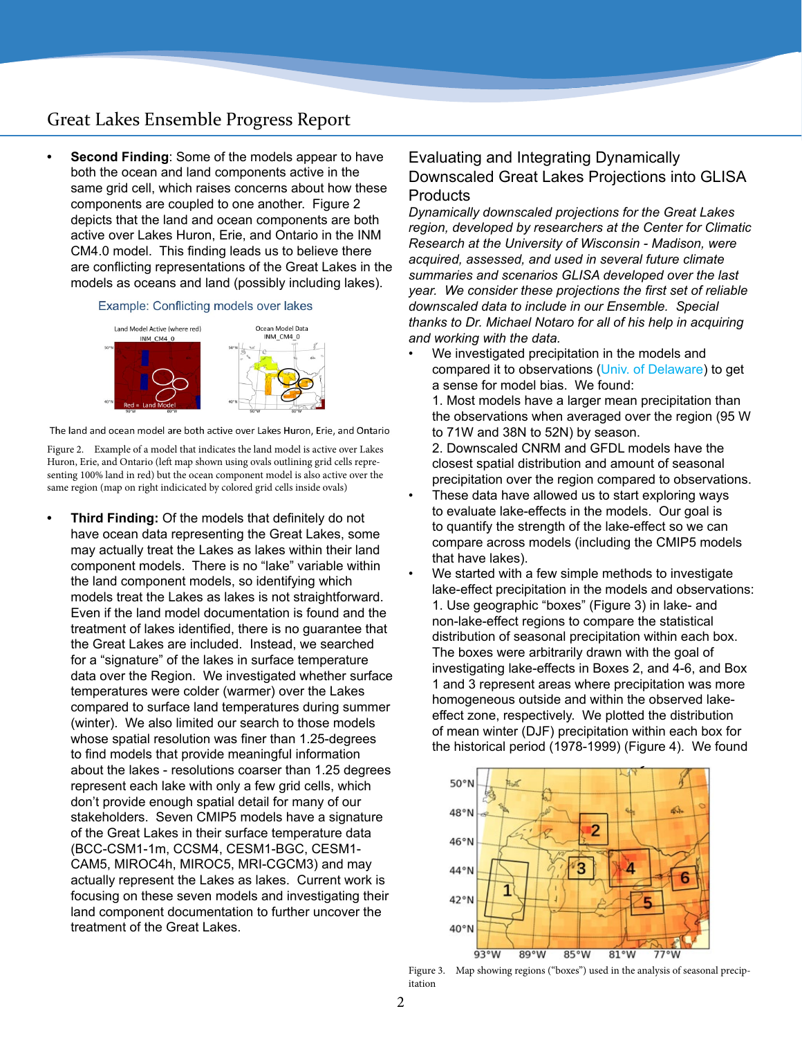- **Second Finding**: Some of the models appear to have both the ocean and land components active in the same grid cell, which raises concerns about how these components are coupled to one another. Figure 2 depicts that the land and ocean components are both active over Lakes Huron, Erie, and Ontario in the INM CM4.0 model. This finding leads us to believe there are conflicting representations of the Great Lakes in the models as oceans and land (possibly including lakes).

Example: Conflicting models over lakes

The land and ocean model are both active over Lakes Huron, Erie, and Ontario

Figure 2. Example of a model that indicates the land model is active over Lakes Huron, Erie, and Ontario (left map shown using ovals outlining grid cells representing 100% land in red) but the ocean component model is also active over the same region (map on right indicicated by colored grid cells inside ovals)

- **Third Finding:** Of the models that definitely do not have ocean data representing the Great Lakes, some may actually treat the Lakes as lakes within their land component models. There is no "lake" variable within the land component models, so identifying which models treat the Lakes as lakes is not straightforward. Even if the land model documentation is found and the treatment of lakes identified, there is no guarantee that the Great Lakes are included. Instead, we searched for a "signature" of the lakes in surface temperature data over the Region. We investigated whether surface temperatures were colder (warmer) over the Lakes compared to surface land temperatures during summer (winter). We also limited our search to those models whose spatial resolution was finer than 1.25-degrees to find models that provide meaningful information about the lakes - resolutions coarser than 1.25 degrees represent each lake with only a few grid cells, which don't provide enough spatial detail for many of our stakeholders. Seven CMIP5 models have a signature of the Great Lakes in their surface temperature data (BCC-CSM1-1m, CCSM4, CESM1-BGC, CESM1-CAM5, MIROC4h, MIROC5, MRI-CGCM3) and may actually represent the Lakes as lakes. Current work is focusing on these seven models and investigating their land component documentation to further uncover the treatment of the Great Lakes.

## Evaluating and Integrating Dynamically Downscaled Great Lakes Projections into GLISA Products

*Dynamically downscaled projections for the Great Lakes region, developed by researchers at the Center for Climatic Research at the University of Wisconsin - Madison, were acquired, assessed, and used in several future climate summaries and scenarios GLISA developed over the last year. We consider these projections the first set of reliable downscaled data to include in our Ensemble. Special thanks to Dr. Michael Notaro for all of his help in acquiring and working with the data.*

- We investigated precipitation in the models and compared it to observations (Univ. of Delaware) to get a sense for model bias. We found:
  1. Most models have a larger mean precipitation than the observations when averaged over the region (95 W to 71W and 38N to 52N) by season.
  2. Downscaled CNRM and GFDL models have the closest spatial distribution and amount of seasonal precipitation over the region compared to observations.
- These data have allowed us to start exploring ways to evaluate lake-effects in the models. Our goal is to quantify the strength of the lake-effect so we can compare across models (including the CMIP5 models that have lakes).
- We started with a few simple methods to investigate lake-effect precipitation in the models and observations:
  1. Use geographic "boxes" (Figure 3) in lake- and non-lake-effect regions to compare the statistical distribution of seasonal precipitation within each box. The boxes were arbitrarily drawn with the goal of investigating lake-effects in Boxes 2, and 4-6, and Box 1 and 3 represent areas where precipitation was more homogeneous outside and within the observed lake-effect zone, respectively. We plotted the distribution of mean winter (DJF) precipitation within each box for the historical period (1978-1999) (Figure 4). We found

Figure 3. Map showing regions ("boxes") used in the analysis of seasonal precipitation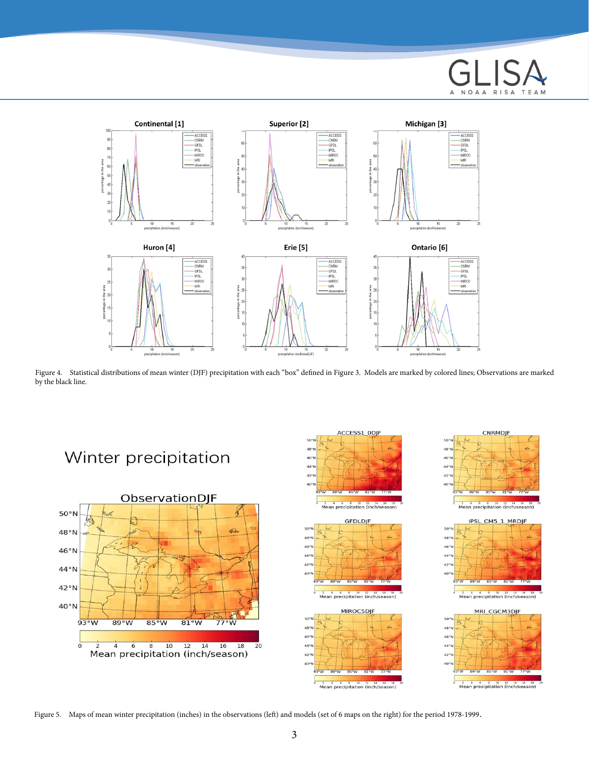Figure 4. Statistical distributions of mean winter (DJF) precipitation with each "box" defined in Figure 3. Models are marked by colored lines; Observations are marked by the black line.

Figure 5. Maps of mean winter precipitation (inches) in the observations (left) and models (set of 6 maps on the right) for the period 1978-1999.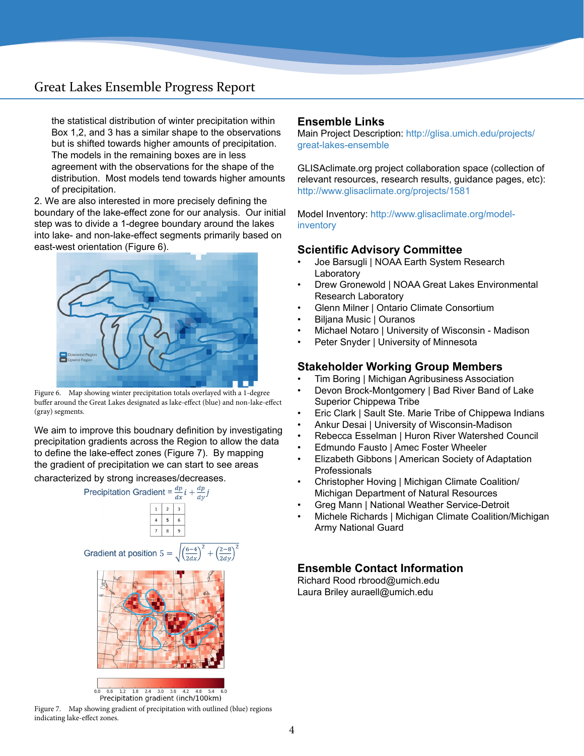the statistical distribution of winter precipitation within Box 1,2, and 3 has a similar shape to the observations but is shifted towards higher amounts of precipitation. The models in the remaining boxes are in less agreement with the observations for the shape of the distribution. Most models tend towards higher amounts of precipitation.

2. We are also interested in more precisely defining the boundary of the lake-effect zone for our analysis. Our initial step was to divide a 1-degree boundary around the lakes into lake- and non-lake-effect segments primarily based on east-west orientation (Figure 6).

Downwind Region
Upwind Region

Figure 6. Map showing winter precipitation totals overlayed with a 1-degree buffer around the Great Lakes designated as lake-effect (blue) and non-lake-effect (gray) segments.

We aim to improve this boudnary definition by investigating precipitation gradients across the Region to allow the data to define the lake-effect zones (Figure 7). By mapping the gradient of precipitation we can start to see areas characterized by strong increases/decreases.

$$\text{Precipitation Gradient} = \frac{dp}{dx}i + \frac{dp}{dy}j$$

| | | |
|---|---|---|
| 1 | 2 | 3 |
| 4 | 5 | 6 |
| 7 | 8 | 9 |

$$\text{Gradient at position } 5 = \sqrt{\left(\frac{6-4}{2dx}\right)^2 + \left(\frac{2-8}{2dy}\right)^2}$$

0.0 0.6 1.2 1.8 2.4 3.0 3.6 4.2 4.8 5.4 6.0
Precipitation gradient (inch/100km)

Figure 7. Map showing gradient of precipitation with outlined (blue) regions indicating lake-effect zones.

## Ensemble Links

Main Project Description: http://glisa.umich.edu/projects/great-lakes-ensemble

GLISAclimate.org project collaboration space (collection of relevant resources, research results, guidance pages, etc): http://www.glisaclimate.org/projects/1581

Model Inventory: http://www.glisaclimate.org/model-inventory

## Scientific Advisory Committee

- Joe Barsugli | NOAA Earth System Research Laboratory
- Drew Gronewold | NOAA Great Lakes Environmental Research Laboratory
- Glenn Milner | Ontario Climate Consortium
- Biljana Music | Ouranos
- Michael Notaro | University of Wisconsin - Madison
- Peter Snyder | University of Minnesota

## Stakeholder Working Group Members

- Tim Boring | Michigan Agribusiness Association
- Devon Brock-Montgomery | Bad River Band of Lake Superior Chippewa Tribe
- Eric Clark | Sault Ste. Marie Tribe of Chippewa Indians
- Ankur Desai | University of Wisconsin-Madison
- Rebecca Esselman | Huron River Watershed Council
- Edmundo Fausto | Amec Foster Wheeler
- Elizabeth Gibbons | American Society of Adaptation Professionals
- Christopher Hoving | Michigan Climate Coalition/ Michigan Department of Natural Resources
- Greg Mann | National Weather Service-Detroit
- Michele Richards | Michigan Climate Coalition/Michigan Army National Guard

## Ensemble Contact Information

Richard Rood rbrood@umich.edu
Laura Briley auraell@umich.edu